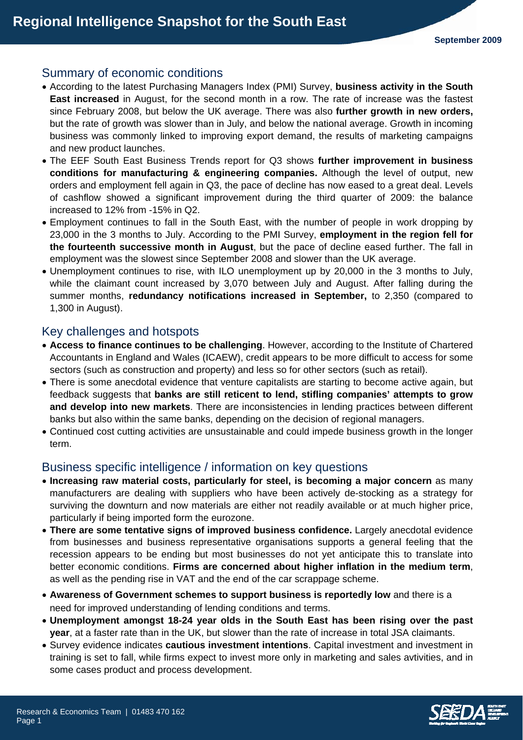# Regional Intelligence Snapshot for the South East

September 2009

## Summary of economic conditions

- According to the latest Purchasing Managers Index (PMI) Survey, **business activity in the South East increased** in August, for the second month in a row. The rate of increase was the fastest since February 2008, but below the UK average. There was also **further growth in new orders,** but the rate of growth was slower than in July, and below the national average. Growth in incoming business was commonly linked to improving export demand, the results of marketing campaigns and new product launches.
- The EEF South East Business Trends report for Q3 shows **further improvement in business conditions for manufacturing & engineering companies.** Although the level of output, new orders and employment fell again in Q3, the pace of decline has now eased to a great deal. Levels of cashflow showed a significant improvement during the third quarter of 2009: the balance increased to 12% from -15% in Q2.
- Employment continues to fall in the South East, with the number of people in work dropping by 23,000 in the 3 months to July. According to the PMI Survey, **employment in the region fell for the fourteenth successive month in August**, but the pace of decline eased further. The fall in employment was the slowest since September 2008 and slower than the UK average.
- Unemployment continues to rise, with ILO unemployment up by 20,000 in the 3 months to July, while the claimant count increased by 3,070 between July and August. After falling during the summer months, **redundancy notifications increased in September,** to 2,350 (compared to 1,300 in August).

## Key challenges and hotspots

- **Access to finance continues to be challenging**. However, according to the Institute of Chartered Accountants in England and Wales (ICAEW), credit appears to be more difficult to access for some sectors (such as construction and property) and less so for other sectors (such as retail).
- There is some anecdotal evidence that venture capitalists are starting to become active again, but feedback suggests that **banks are still reticent to lend, stifling companies' attempts to grow and develop into new markets**. There are inconsistencies in lending practices between different banks but also within the same banks, depending on the decision of regional managers.
- Continued cost cutting activities are unsustainable and could impede business growth in the longer term.

## Business specific intelligence / information on key questions

- **Increasing raw material costs, particularly for steel, is becoming a major concern** as many manufacturers are dealing with suppliers who have been actively de-stocking as a strategy for surviving the downturn and now materials are either not readily available or at much higher price, particularly if being imported form the eurozone.
- **There are some tentative signs of improved business confidence.** Largely anecdotal evidence from businesses and business representative organisations supports a general feeling that the recession appears to be ending but most businesses do not yet anticipate this to translate into better economic conditions. **Firms are concerned about higher inflation in the medium term**, as well as the pending rise in VAT and the end of the car scrappage scheme.
- **Awareness of Government schemes to support business is reportedly low** and there is a need for improved understanding of lending conditions and terms.
- **Unemployment amongst 18-24 year olds in the South East has been rising over the past year**, at a faster rate than in the UK, but slower than the rate of increase in total JSA claimants.
- Survey evidence indicates **cautious investment intentions**. Capital investment and investment in training is set to fall, while firms expect to invest more only in marketing and sales avtivities, and in some cases product and process development.

Research & Economics Team | 01483 470 162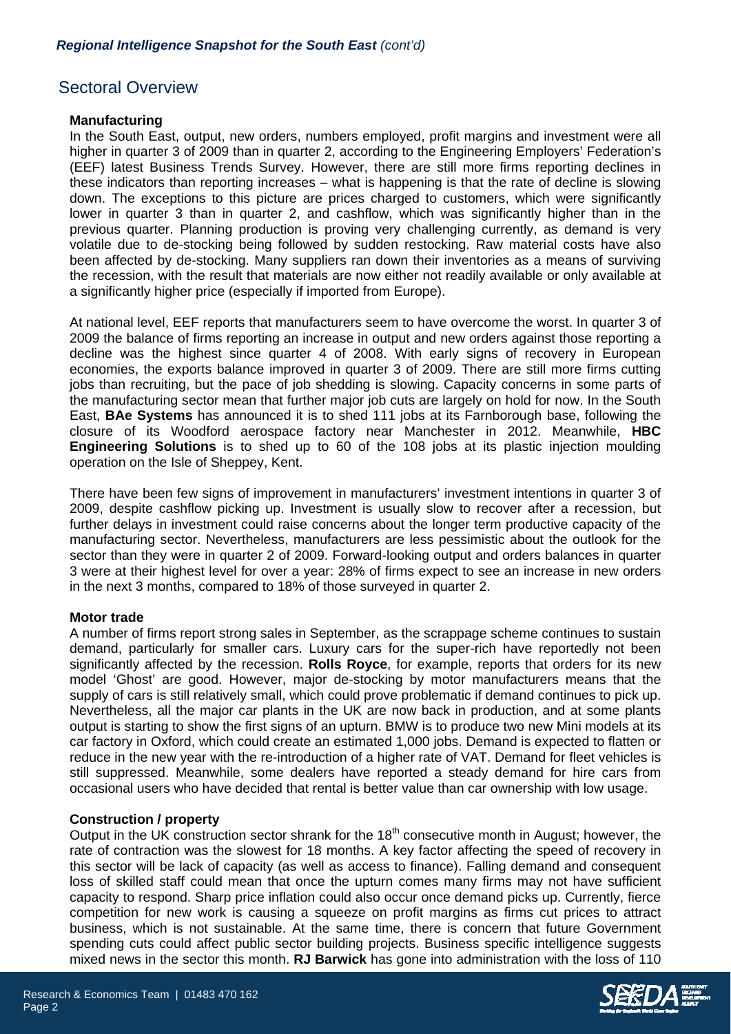## Sectoral Overview

**Manufacturing**

In the South East, output, new orders, numbers employed, profit margins and investment were all higher in quarter 3 of 2009 than in quarter 2, according to the Engineering Employers' Federation's (EEF) latest Business Trends Survey. However, there are still more firms reporting declines in these indicators than reporting increases – what is happening is that the rate of decline is slowing down. The exceptions to this picture are prices charged to customers, which were significantly lower in quarter 3 than in quarter 2, and cashflow, which was significantly higher than in the previous quarter. Planning production is proving very challenging currently, as demand is very volatile due to de-stocking being followed by sudden restocking. Raw material costs have also been affected by de-stocking. Many suppliers ran down their inventories as a means of surviving the recession, with the result that materials are now either not readily available or only available at a significantly higher price (especially if imported from Europe).

At national level, EEF reports that manufacturers seem to have overcome the worst. In quarter 3 of 2009 the balance of firms reporting an increase in output and new orders against those reporting a decline was the highest since quarter 4 of 2008. With early signs of recovery in European economies, the exports balance improved in quarter 3 of 2009. There are still more firms cutting jobs than recruiting, but the pace of job shedding is slowing. Capacity concerns in some parts of the manufacturing sector mean that further major job cuts are largely on hold for now. In the South East, **BAe Systems** has announced it is to shed 111 jobs at its Farnborough base, following the closure of its Woodford aerospace factory near Manchester in 2012. Meanwhile, **HBC Engineering Solutions** is to shed up to 60 of the 108 jobs at its plastic injection moulding operation on the Isle of Sheppey, Kent.

There have been few signs of improvement in manufacturers' investment intentions in quarter 3 of 2009, despite cashflow picking up. Investment is usually slow to recover after a recession, but further delays in investment could raise concerns about the longer term productive capacity of the manufacturing sector. Nevertheless, manufacturers are less pessimistic about the outlook for the sector than they were in quarter 2 of 2009. Forward-looking output and orders balances in quarter 3 were at their highest level for over a year: 28% of firms expect to see an increase in new orders in the next 3 months, compared to 18% of those surveyed in quarter 2.

**Motor trade**

A number of firms report strong sales in September, as the scrappage scheme continues to sustain demand, particularly for smaller cars. Luxury cars for the super-rich have reportedly not been significantly affected by the recession. **Rolls Royce**, for example, reports that orders for its new model 'Ghost' are good. However, major de-stocking by motor manufacturers means that the supply of cars is still relatively small, which could prove problematic if demand continues to pick up. Nevertheless, all the major car plants in the UK are now back in production, and at some plants output is starting to show the first signs of an upturn. BMW is to produce two new Mini models at its car factory in Oxford, which could create an estimated 1,000 jobs. Demand is expected to flatten or reduce in the new year with the re-introduction of a higher rate of VAT. Demand for fleet vehicles is still suppressed. Meanwhile, some dealers have reported a steady demand for hire cars from occasional users who have decided that rental is better value than car ownership with low usage.

**Construction / property**

Output in the UK construction sector shrank for the 18th consecutive month in August; however, the rate of contraction was the slowest for 18 months. A key factor affecting the speed of recovery in this sector will be lack of capacity (as well as access to finance). Falling demand and consequent loss of skilled staff could mean that once the upturn comes many firms may not have sufficient capacity to respond. Sharp price inflation could also occur once demand picks up. Currently, fierce competition for new work is causing a squeeze on profit margins as firms cut prices to attract business, which is not sustainable. At the same time, there is concern that future Government spending cuts could affect public sector building projects. Business specific intelligence suggests mixed news in the sector this month. **RJ Barwick** has gone into administration with the loss of 110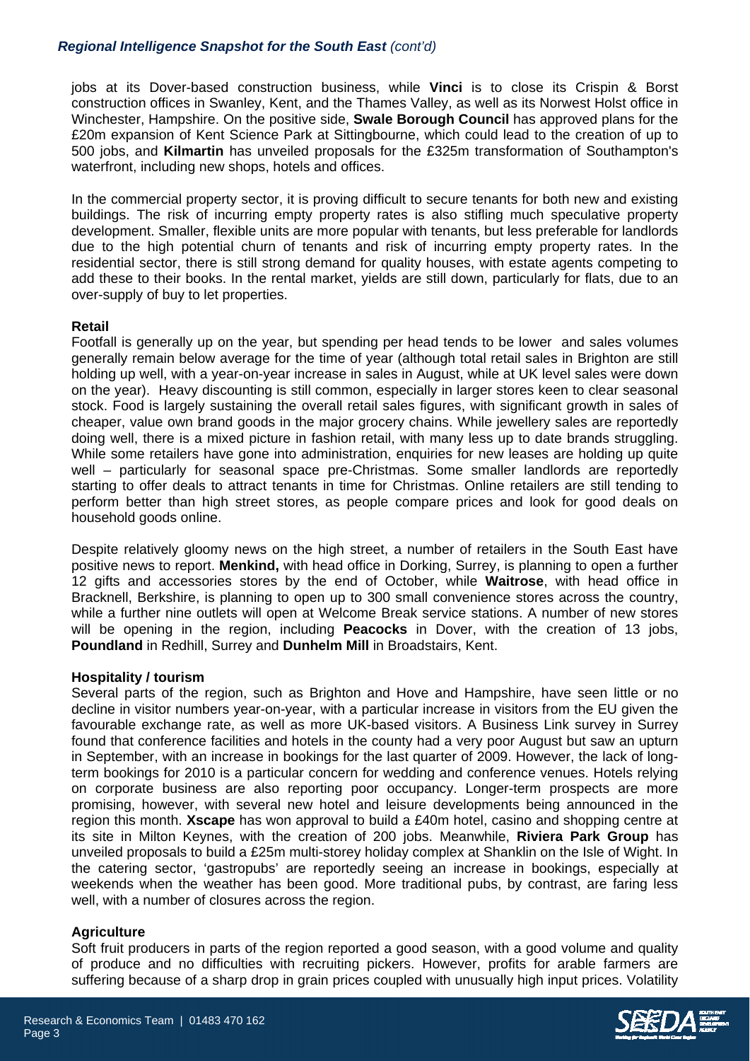jobs at its Dover-based construction business, while **Vinci** is to close its Crispin & Borst construction offices in Swanley, Kent, and the Thames Valley, as well as its Norwest Holst office in Winchester, Hampshire. On the positive side, **Swale Borough Council** has approved plans for the £20m expansion of Kent Science Park at Sittingbourne, which could lead to the creation of up to 500 jobs, and **Kilmartin** has unveiled proposals for the £325m transformation of Southampton's waterfront, including new shops, hotels and offices.

In the commercial property sector, it is proving difficult to secure tenants for both new and existing buildings. The risk of incurring empty property rates is also stifling much speculative property development. Smaller, flexible units are more popular with tenants, but less preferable for landlords due to the high potential churn of tenants and risk of incurring empty property rates. In the residential sector, there is still strong demand for quality houses, with estate agents competing to add these to their books. In the rental market, yields are still down, particularly for flats, due to an over-supply of buy to let properties.

**Retail**

Footfall is generally up on the year, but spending per head tends to be lower and sales volumes generally remain below average for the time of year (although total retail sales in Brighton are still holding up well, with a year-on-year increase in sales in August, while at UK level sales were down on the year). Heavy discounting is still common, especially in larger stores keen to clear seasonal stock. Food is largely sustaining the overall retail sales figures, with significant growth in sales of cheaper, value own brand goods in the major grocery chains. While jewellery sales are reportedly doing well, there is a mixed picture in fashion retail, with many less up to date brands struggling. While some retailers have gone into administration, enquiries for new leases are holding up quite well – particularly for seasonal space pre-Christmas. Some smaller landlords are reportedly starting to offer deals to attract tenants in time for Christmas. Online retailers are still tending to perform better than high street stores, as people compare prices and look for good deals on household goods online.

Despite relatively gloomy news on the high street, a number of retailers in the South East have positive news to report. **Menkind,** with head office in Dorking, Surrey, is planning to open a further 12 gifts and accessories stores by the end of October, while **Waitrose**, with head office in Bracknell, Berkshire, is planning to open up to 300 small convenience stores across the country, while a further nine outlets will open at Welcome Break service stations. A number of new stores will be opening in the region, including **Peacocks** in Dover, with the creation of 13 jobs, **Poundland** in Redhill, Surrey and **Dunhelm Mill** in Broadstairs, Kent.

**Hospitality / tourism**

Several parts of the region, such as Brighton and Hove and Hampshire, have seen little or no decline in visitor numbers year-on-year, with a particular increase in visitors from the EU given the favourable exchange rate, as well as more UK-based visitors. A Business Link survey in Surrey found that conference facilities and hotels in the county had a very poor August but saw an upturn in September, with an increase in bookings for the last quarter of 2009. However, the lack of long-term bookings for 2010 is a particular concern for wedding and conference venues. Hotels relying on corporate business are also reporting poor occupancy. Longer-term prospects are more promising, however, with several new hotel and leisure developments being announced in the region this month. **Xscape** has won approval to build a £40m hotel, casino and shopping centre at its site in Milton Keynes, with the creation of 200 jobs. Meanwhile, **Riviera Park Group** has unveiled proposals to build a £25m multi-storey holiday complex at Shanklin on the Isle of Wight. In the catering sector, 'gastropubs' are reportedly seeing an increase in bookings, especially at weekends when the weather has been good. More traditional pubs, by contrast, are faring less well, with a number of closures across the region.

**Agriculture**

Soft fruit producers in parts of the region reported a good season, with a good volume and quality of produce and no difficulties with recruiting pickers. However, profits for arable farmers are suffering because of a sharp drop in grain prices coupled with unusually high input prices. Volatility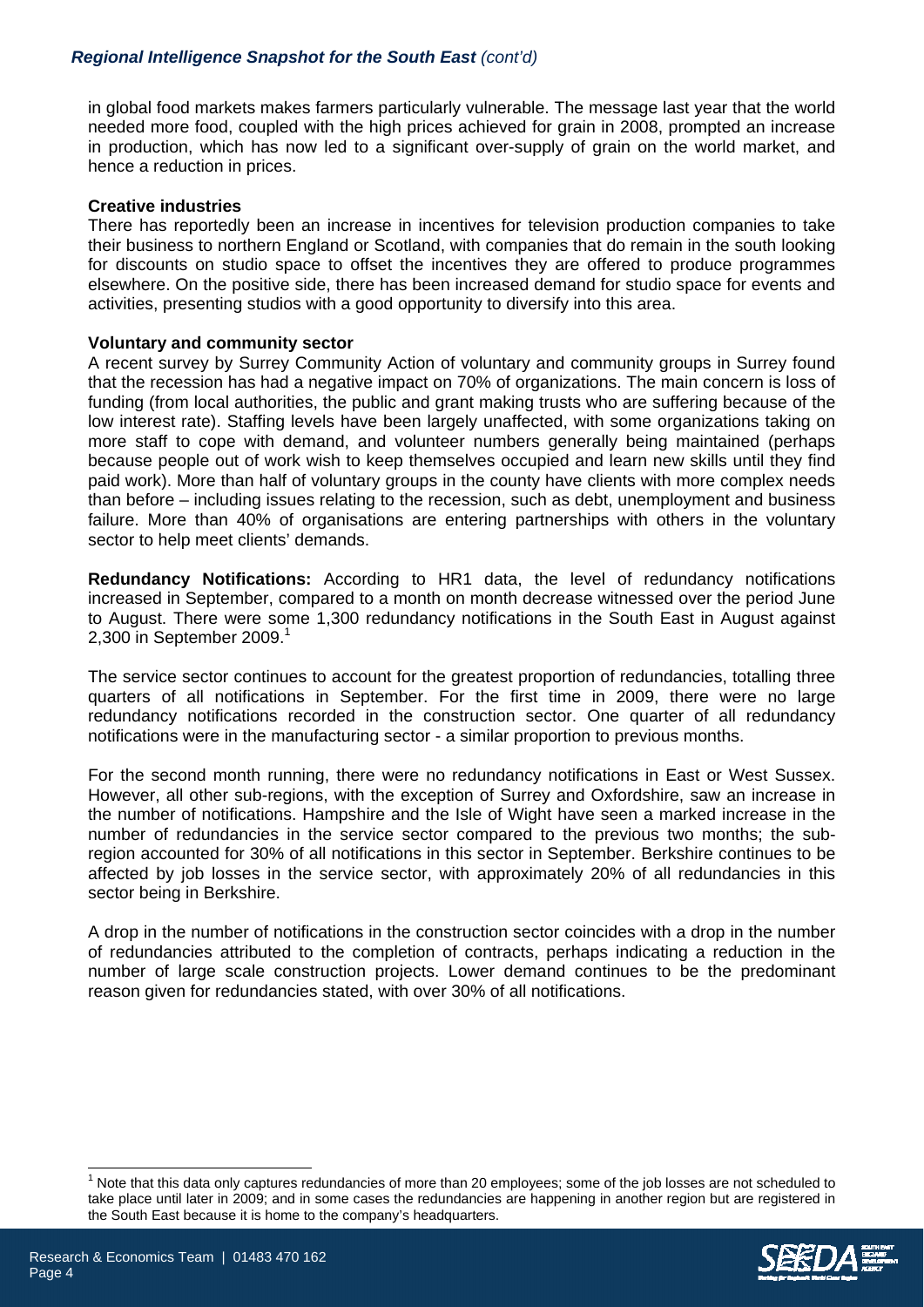in global food markets makes farmers particularly vulnerable. The message last year that the world needed more food, coupled with the high prices achieved for grain in 2008, prompted an increase in production, which has now led to a significant over-supply of grain on the world market, and hence a reduction in prices.

**Creative industries**

There has reportedly been an increase in incentives for television production companies to take their business to northern England or Scotland, with companies that do remain in the south looking for discounts on studio space to offset the incentives they are offered to produce programmes elsewhere. On the positive side, there has been increased demand for studio space for events and activities, presenting studios with a good opportunity to diversify into this area.

**Voluntary and community sector**

A recent survey by Surrey Community Action of voluntary and community groups in Surrey found that the recession has had a negative impact on 70% of organizations. The main concern is loss of funding (from local authorities, the public and grant making trusts who are suffering because of the low interest rate). Staffing levels have been largely unaffected, with some organizations taking on more staff to cope with demand, and volunteer numbers generally being maintained (perhaps because people out of work wish to keep themselves occupied and learn new skills until they find paid work). More than half of voluntary groups in the county have clients with more complex needs than before – including issues relating to the recession, such as debt, unemployment and business failure. More than 40% of organisations are entering partnerships with others in the voluntary sector to help meet clients' demands.

**Redundancy Notifications:** According to HR1 data, the level of redundancy notifications increased in September, compared to a month on month decrease witnessed over the period June to August. There were some 1,300 redundancy notifications in the South East in August against 2,300 in September 2009.[1]

The service sector continues to account for the greatest proportion of redundancies, totalling three quarters of all notifications in September. For the first time in 2009, there were no large redundancy notifications recorded in the construction sector. One quarter of all redundancy notifications were in the manufacturing sector - a similar proportion to previous months.

For the second month running, there were no redundancy notifications in East or West Sussex. However, all other sub-regions, with the exception of Surrey and Oxfordshire, saw an increase in the number of notifications. Hampshire and the Isle of Wight have seen a marked increase in the number of redundancies in the service sector compared to the previous two months; the sub-region accounted for 30% of all notifications in this sector in September. Berkshire continues to be affected by job losses in the service sector, with approximately 20% of all redundancies in this sector being in Berkshire.

A drop in the number of notifications in the construction sector coincides with a drop in the number of redundancies attributed to the completion of contracts, perhaps indicating a reduction in the number of large scale construction projects. Lower demand continues to be the predominant reason given for redundancies stated, with over 30% of all notifications.

[1] Note that this data only captures redundancies of more than 20 employees; some of the job losses are not scheduled to take place until later in 2009; and in some cases the redundancies are happening in another region but are registered in the South East because it is home to the company's headquarters.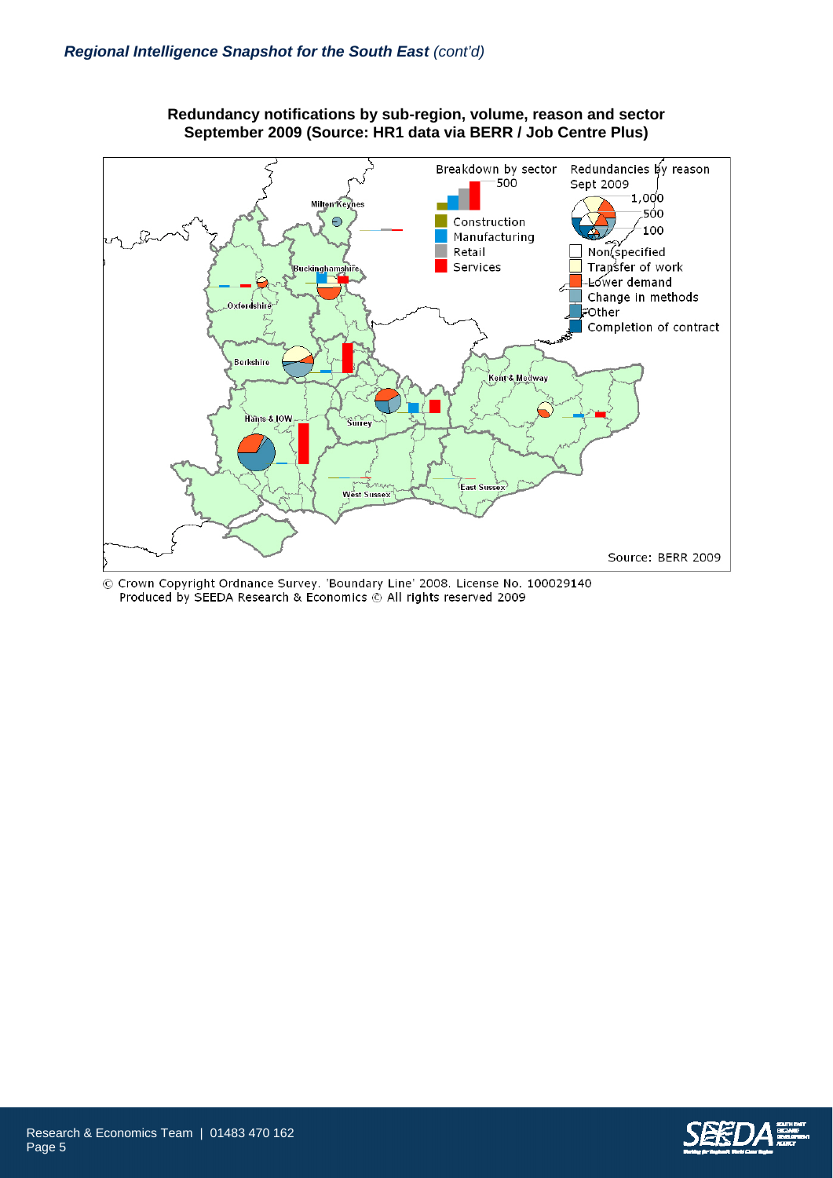*Regional Intelligence Snapshot for the South East (cont'd)*

**Redundancy notifications by sub-region, volume, reason and sector September 2009 (Source: HR1 data via BERR / Job Centre Plus)**

Breakdown by sector
500
Construction
Manufacturing
Retail
Services

Redundancies by reason
Sept 2009
1,000
500
100
Non specified
Transfer of work
Lower demand
Change in methods
Other
Completion of contract

Milton Keynes
Buckinghamshire
Oxfordshire
Berkshire
Kent & Medway
Hants & IOW
Surrey
West Sussex
East Sussex

Source: BERR 2009

© Crown Copyright Ordnance Survey. 'Boundary Line' 2008. License No. 100029140
Produced by SEEDA Research & Economics © All rights reserved 2009

Research & Economics Team | 01483 470 162